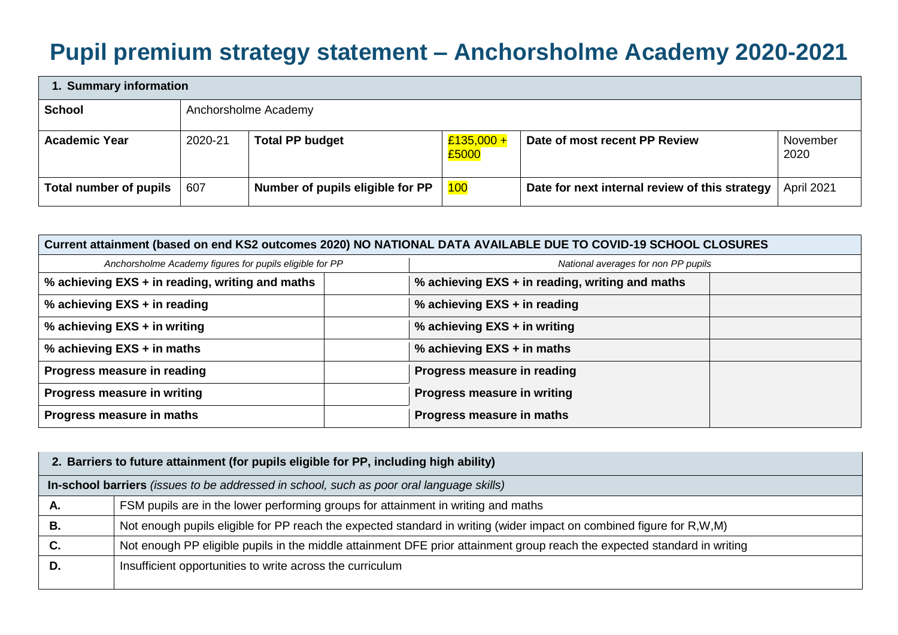# Pupil premium strategy statement – Anchorsholme Academy 2020-2021

| 1. Summary information | | | | | |
|---|---|---|---|---|---|
| **School** | Anchorsholme Academy | | | | |
| **Academic Year** | 2020-21 | **Total PP budget** | £135,000 + £5000 | **Date of most recent PP Review** | November 2020 |
| **Total number of pupils** | 607 | **Number of pupils eligible for PP** | 100 | **Date for next internal review of this strategy** | April 2021 |

| Current attainment (based on end KS2 outcomes 2020) NO NATIONAL DATA AVAILABLE DUE TO COVID-19 SCHOOL CLOSURES | | | |
|---|---|---|---|
| *Anchorsholme Academy figures for pupils eligible for PP* | | *National averages for non PP pupils* | |
| **% achieving EXS + in reading, writing and maths** | | **% achieving EXS + in reading, writing and maths** | |
| **% achieving EXS + in reading** | | **% achieving EXS + in reading** | |
| **% achieving EXS + in writing** | | **% achieving EXS + in writing** | |
| **% achieving EXS + in maths** | | **% achieving EXS + in maths** | |
| **Progress measure in reading** | | **Progress measure in reading** | |
| **Progress measure in writing** | | **Progress measure in writing** | |
| **Progress measure in maths** | | **Progress measure in maths** | |

| 2. Barriers to future attainment (for pupils eligible for PP, including high ability) | |
|---|---|
| **In-school barriers** *(issues to be addressed in school, such as poor oral language skills)* | |
| **A.** | FSM pupils are in the lower performing groups for attainment in writing and maths |
| **B.** | Not enough pupils eligible for PP reach the expected standard in writing (wider impact on combined figure for R,W,M) |
| **C.** | Not enough PP eligible pupils in the middle attainment DFE prior attainment group reach the expected standard in writing |
| **D.** | Insufficient opportunities to write across the curriculum |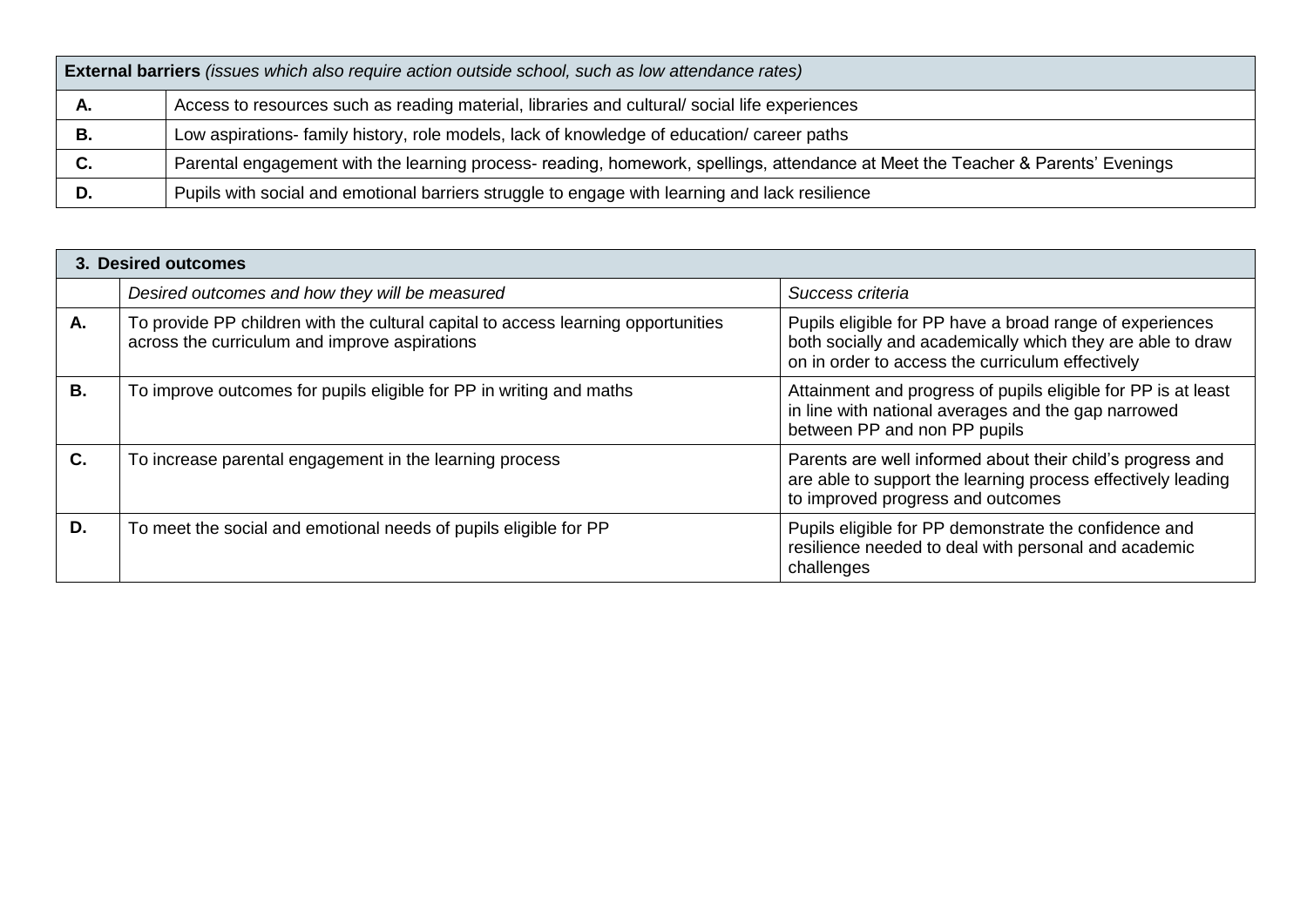| **External barriers** *(issues which also require action outside school, such as low attendance rates)* | |
| --- | --- |
| **A.** | Access to resources such as reading material, libraries and cultural/ social life experiences |
| **B.** | Low aspirations- family history, role models, lack of knowledge of education/ career paths |
| **C.** | Parental engagement with the learning process- reading, homework, spellings, attendance at Meet the Teacher & Parents' Evenings |
| **D.** | Pupils with social and emotional barriers struggle to engage with learning and lack resilience |

| **3. Desired outcomes** | | |
| --- | --- | --- |
| | *Desired outcomes and how they will be measured* | *Success criteria* |
| **A.** | To provide PP children with the cultural capital to access learning opportunities across the curriculum and improve aspirations | Pupils eligible for PP have a broad range of experiences both socially and academically which they are able to draw on in order to access the curriculum effectively |
| **B.** | To improve outcomes for pupils eligible for PP in writing and maths | Attainment and progress of pupils eligible for PP is at least in line with national averages and the gap narrowed between PP and non PP pupils |
| **C.** | To increase parental engagement in the learning process | Parents are well informed about their child's progress and are able to support the learning process effectively leading to improved progress and outcomes |
| **D.** | To meet the social and emotional needs of pupils eligible for PP | Pupils eligible for PP demonstrate the confidence and resilience needed to deal with personal and academic challenges |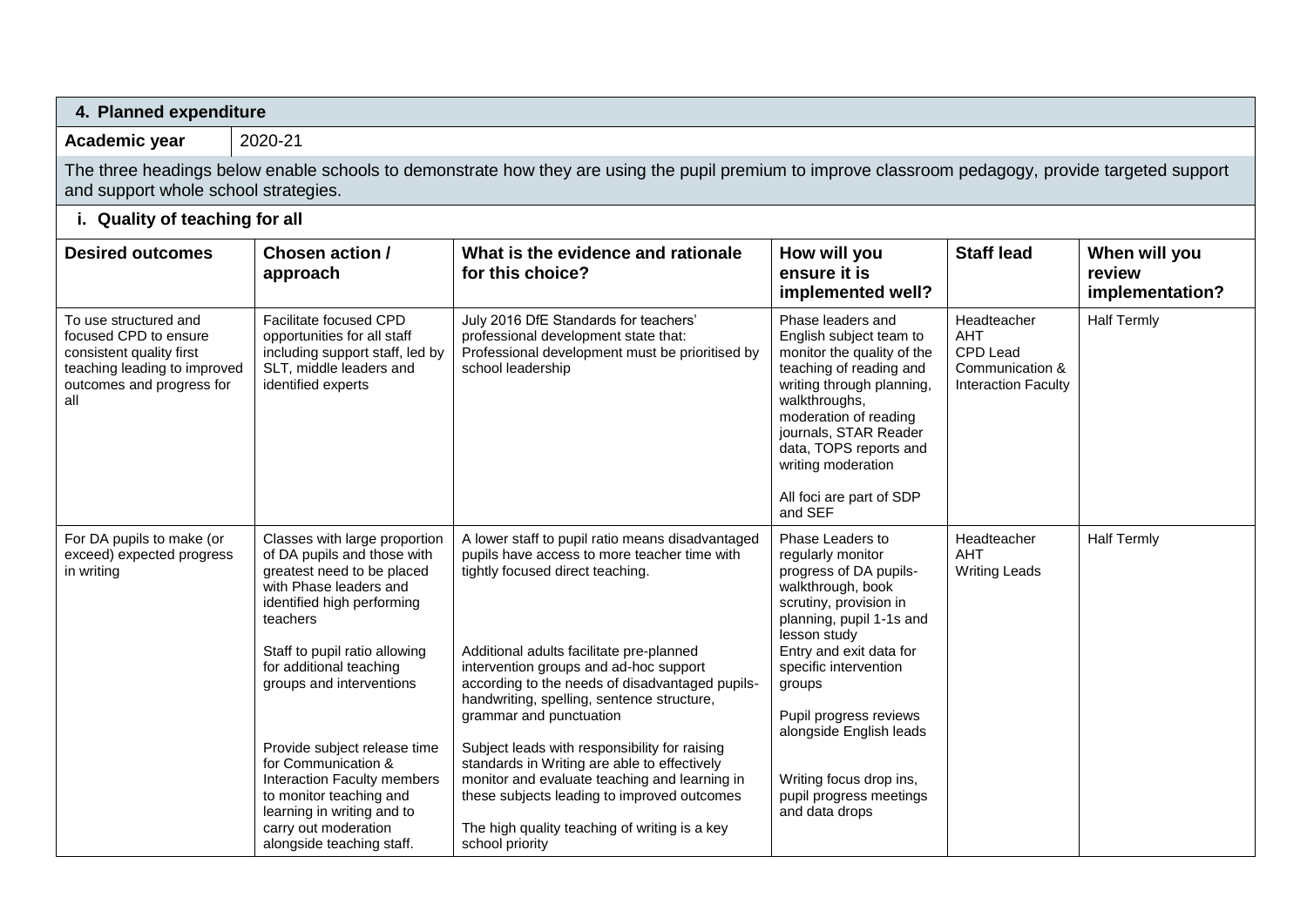## 4. Planned expenditure

| **Academic year** | 2020-21 |
|---|---|

The three headings below enable schools to demonstrate how they are using the pupil premium to improve classroom pedagogy, provide targeted support and support whole school strategies.

### i. Quality of teaching for all

| Desired outcomes | Chosen action / approach | What is the evidence and rationale for this choice? | How will you ensure it is implemented well? | Staff lead | When will you review implementation? |
|---|---|---|---|---|---|
| To use structured and focused CPD to ensure consistent quality first teaching leading to improved outcomes and progress for all | Facilitate focused CPD opportunities for all staff including support staff, led by SLT, middle leaders and identified experts | July 2016 DfE Standards for teachers' professional development state that: Professional development must be prioritised by school leadership | Phase leaders and English subject team to monitor the quality of the teaching of reading and writing through planning, walkthroughs, moderation of reading journals, STAR Reader data, TOPS reports and writing moderation<br><br>All foci are part of SDP and SEF | Headteacher<br>AHT<br>CPD Lead<br>Communication & Interaction Faculty | Half Termly |
| For DA pupils to make (or exceed) expected progress in writing | Classes with large proportion of DA pupils and those with greatest need to be placed with Phase leaders and identified high performing teachers<br><br>Staff to pupil ratio allowing for additional teaching groups and interventions<br><br>Provide subject release time for Communication & Interaction Faculty members to monitor teaching and learning in writing and to carry out moderation alongside teaching staff. | A lower staff to pupil ratio means disadvantaged pupils have access to more teacher time with tightly focused direct teaching.<br><br>Additional adults facilitate pre-planned intervention groups and ad-hoc support according to the needs of disadvantaged pupils- handwriting, spelling, sentence structure, grammar and punctuation<br><br>Subject leads with responsibility for raising standards in Writing are able to effectively monitor and evaluate teaching and learning in these subjects leading to improved outcomes<br><br>The high quality teaching of writing is a key school priority | Phase Leaders to regularly monitor progress of DA pupils- walkthrough, book scrutiny, provision in planning, pupil 1-1s and lesson study<br>Entry and exit data for specific intervention groups<br><br>Pupil progress reviews alongside English leads<br><br>Writing focus drop ins, pupil progress meetings and data drops | Headteacher<br>AHT<br>Writing Leads | Half Termly |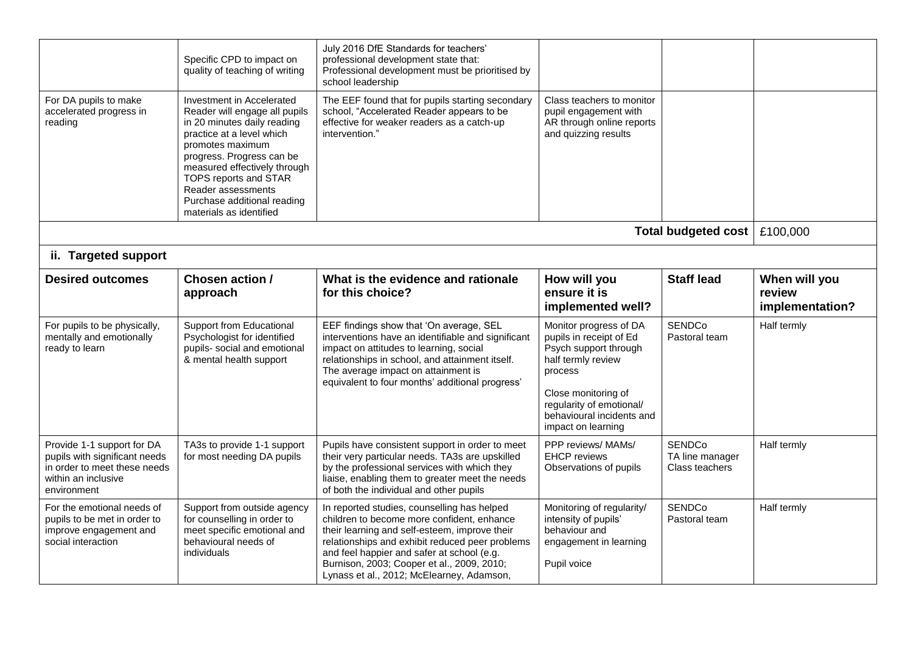| | | | | | |
|---|---|---|---|---|---|
| | Specific CPD to impact on quality of teaching of writing | July 2016 DfE Standards for teachers' professional development state that: Professional development must be prioritised by school leadership | | | |
| For DA pupils to make accelerated progress in reading | Investment in Accelerated Reader will engage all pupils in 20 minutes daily reading practice at a level which promotes maximum progress. Progress can be measured effectively through TOPS reports and STAR Reader assessments<br>Purchase additional reading materials as identified | The EEF found that for pupils starting secondary school, "Accelerated Reader appears to be effective for weaker readers as a catch-up intervention." | Class teachers to monitor pupil engagement with AR through online reports and quizzing results | | |
| | | | | **Total budgeted cost** | £100,000 |

## ii. Targeted support

| Desired outcomes | Chosen action / approach | What is the evidence and rationale for this choice? | How will you ensure it is implemented well? | Staff lead | When will you review implementation? |
|---|---|---|---|---|---|
| For pupils to be physically, mentally and emotionally ready to learn | Support from Educational Psychologist for identified pupils- social and emotional & mental health support | EEF findings show that 'On average, SEL interventions have an identifiable and significant impact on attitudes to learning, social relationships in school, and attainment itself. The average impact on attainment is equivalent to four months' additional progress' | Monitor progress of DA pupils in receipt of Ed Psych support through half termly review process<br><br>Close monitoring of regularity of emotional/ behavioural incidents and impact on learning | SENDCo<br>Pastoral team | Half termly |
| Provide 1-1 support for DA pupils with significant needs in order to meet these needs within an inclusive environment | TA3s to provide 1-1 support for most needing DA pupils | Pupils have consistent support in order to meet their very particular needs. TA3s are upskilled by the professional services with which they liaise, enabling them to greater meet the needs of both the individual and other pupils | PPP reviews/ MAMs/ EHCP reviews<br>Observations of pupils | SENDCo<br>TA line manager<br>Class teachers | Half termly |
| For the emotional needs of pupils to be met in order to improve engagement and social interaction | Support from outside agency for counselling in order to meet specific emotional and behavioural needs of individuals | In reported studies, counselling has helped children to become more confident, enhance their learning and self-esteem, improve their relationships and exhibit reduced peer problems and feel happier and safer at school (e.g. Burnison, 2003; Cooper et al., 2009, 2010; Lynass et al., 2012; McElearney, Adamson, | Monitoring of regularity/ intensity of pupils' behaviour and engagement in learning<br><br>Pupil voice | SENDCo<br>Pastoral team | Half termly |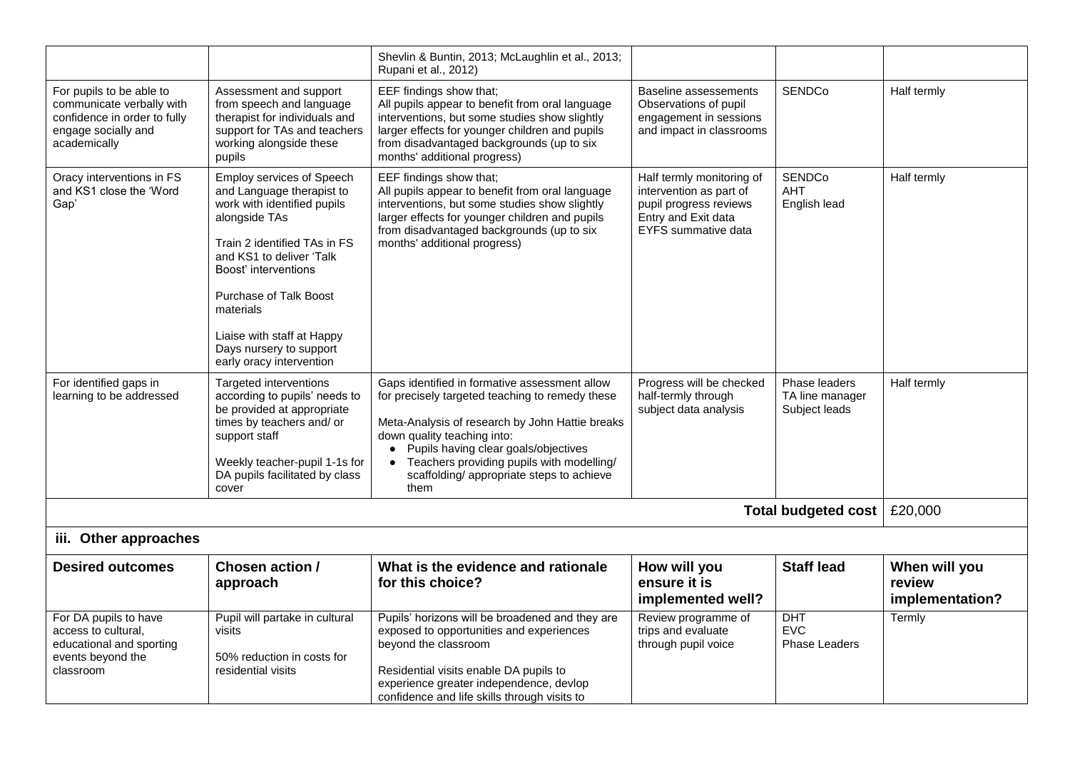| | | Shevlin & Buntin, 2013; McLaughlin et al., 2013; Rupani et al., 2012) | | | |
|---|---|---|---|---|---|
| For pupils to be able to communicate verbally with confidence in order to fully engage socially and academically | Assessment and support from speech and language therapist for individuals and support for TAs and teachers working alongside these pupils | EEF findings show that;<br>All pupils appear to benefit from oral language interventions, but some studies show slightly larger effects for younger children and pupils from disadvantaged backgrounds (up to six months' additional progress) | Baseline assessements<br>Observations of pupil engagement in sessions and impact in classrooms | SENDCo | Half termly |
| Oracy interventions in FS and KS1 close the 'Word Gap' | Employ services of Speech and Language therapist to work with identified pupils alongside TAs<br><br>Train 2 identified TAs in FS and KS1 to deliver 'Talk Boost' interventions<br><br>Purchase of Talk Boost materials<br><br>Liaise with staff at Happy Days nursery to support early oracy intervention | EEF findings show that;<br>All pupils appear to benefit from oral language interventions, but some studies show slightly larger effects for younger children and pupils from disadvantaged backgrounds (up to six months' additional progress) | Half termly monitoring of intervention as part of pupil progress reviews<br>Entry and Exit data<br>EYFS summative data | SENDCo<br>AHT<br>English lead | Half termly |
| For identified gaps in learning to be addressed | Targeted interventions according to pupils' needs to be provided at appropriate times by teachers and/ or support staff<br><br>Weekly teacher-pupil 1-1s for DA pupils facilitated by class cover | Gaps identified in formative assessment allow for precisely targeted teaching to remedy these<br><br>Meta-Analysis of research by John Hattie breaks down quality teaching into:<br>• Pupils having clear goals/objectives<br>• Teachers providing pupils with modelling/ scaffolding/ appropriate steps to achieve them | Progress will be checked half-termly through subject data analysis | Phase leaders<br>TA line manager<br>Subject leads | Half termly |
| | | | | **Total budgeted cost** | £20,000 |

### iii. Other approaches

| Desired outcomes | Chosen action / approach | What is the evidence and rationale for this choice? | How will you ensure it is implemented well? | Staff lead | When will you review implementation? |
|---|---|---|---|---|---|
| For DA pupils to have access to cultural, educational and sporting events beyond the classroom | Pupil will partake in cultural visits<br><br>50% reduction in costs for residential visits | Pupils' horizons will be broadened and they are exposed to opportunities and experiences beyond the classroom<br><br>Residential visits enable DA pupils to experience greater independence, devlop confidence and life skills through visits to | Review programme of trips and evaluate through pupil voice | DHT<br>EVC<br>Phase Leaders | Termly |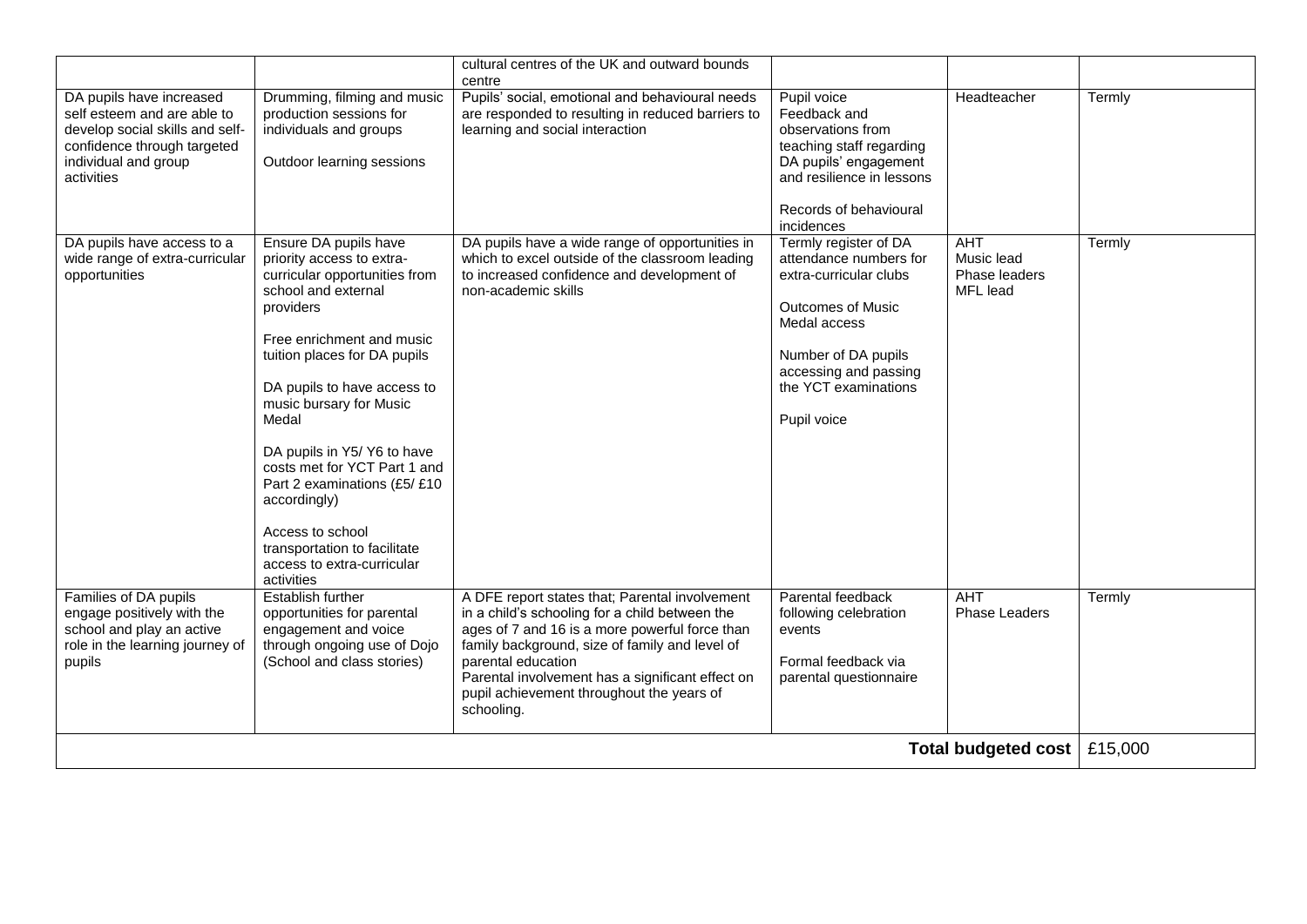| | | cultural centres of the UK and outward bounds centre | | | |
|---|---|---|---|---|---|
| DA pupils have increased self esteem and are able to develop social skills and self-confidence through targeted individual and group activities | Drumming, filming and music production sessions for individuals and groups<br><br>Outdoor learning sessions | Pupils' social, emotional and behavioural needs are responded to resulting in reduced barriers to learning and social interaction | Pupil voice<br>Feedback and observations from teaching staff regarding DA pupils' engagement and resilience in lessons<br><br>Records of behavioural incidences | Headteacher | Termly |
| DA pupils have access to a wide range of extra-curricular opportunities | Ensure DA pupils have priority access to extra-curricular opportunities from school and external providers<br><br>Free enrichment and music tuition places for DA pupils<br><br>DA pupils to have access to music bursary for Music Medal<br><br>DA pupils in Y5/ Y6 to have costs met for YCT Part 1 and Part 2 examinations (£5/ £10 accordingly)<br><br>Access to school transportation to facilitate access to extra-curricular activities | DA pupils have a wide range of opportunities in which to excel outside of the classroom leading to increased confidence and development of non-academic skills | Termly register of DA attendance numbers for extra-curricular clubs<br><br>Outcomes of Music Medal access<br><br>Number of DA pupils accessing and passing the YCT examinations<br><br>Pupil voice | AHT<br>Music lead<br>Phase leaders<br>MFL lead | Termly |
| Families of DA pupils engage positively with the school and play an active role in the learning journey of pupils | Establish further opportunities for parental engagement and voice through ongoing use of Dojo (School and class stories) | A DFE report states that; Parental involvement in a child's schooling for a child between the ages of 7 and 16 is a more powerful force than family background, size of family and level of parental education<br>Parental involvement has a significant effect on pupil achievement throughout the years of schooling. | Parental feedback following celebration events<br><br>Formal feedback via parental questionnaire | AHT<br>Phase Leaders | Termly |
| | | | | **Total budgeted cost** | £15,000 |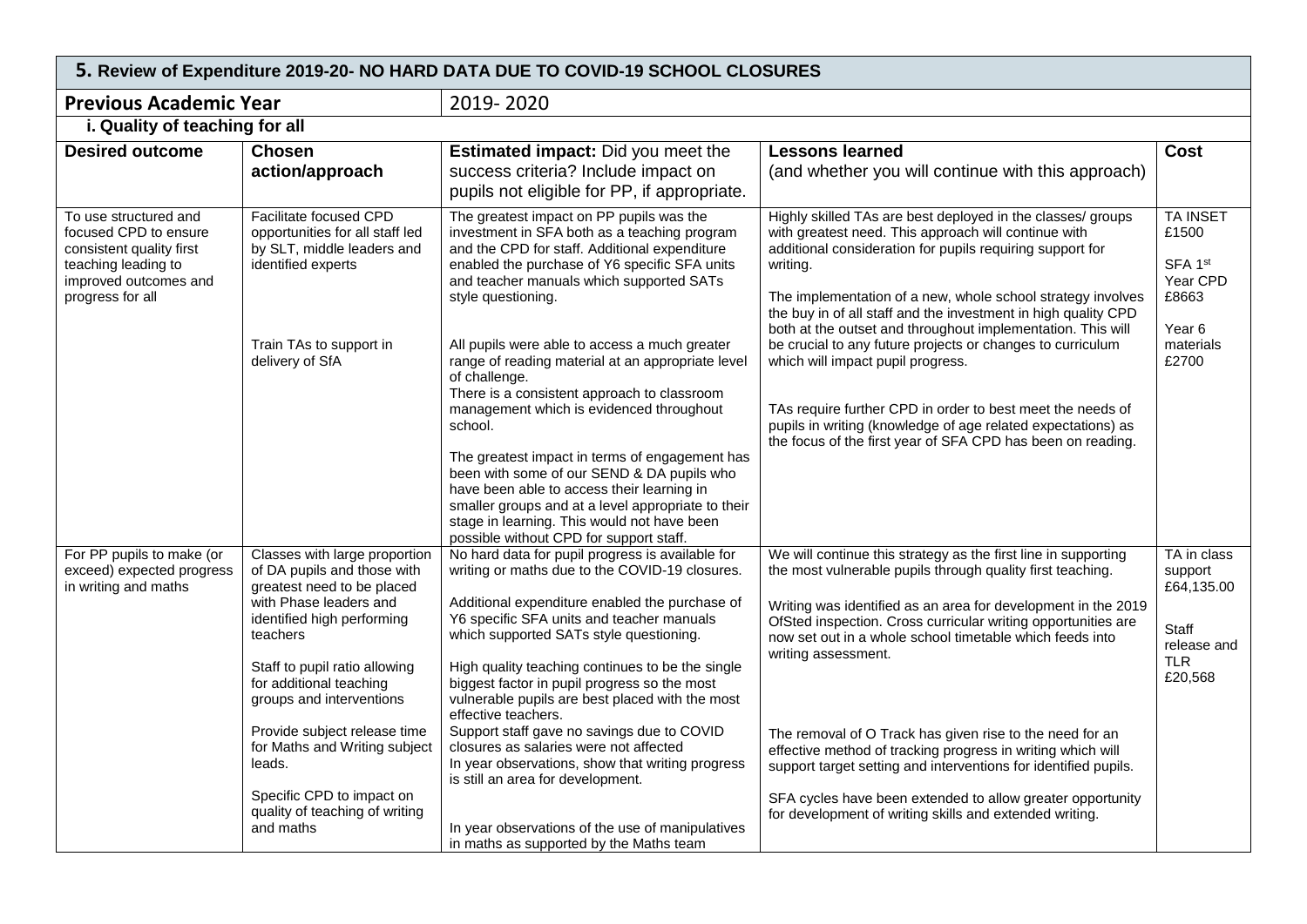## 5. Review of Expenditure 2019-20- NO HARD DATA DUE TO COVID-19 SCHOOL CLOSURES

| **Previous Academic Year** | 2019- 2020 | | | |
|---|---|---|---|---|
| **i. Quality of teaching for all** | | | | |
| **Desired outcome** | **Chosen action/approach** | **Estimated impact:** Did you meet the success criteria? Include impact on pupils not eligible for PP, if appropriate. | **Lessons learned** (and whether you will continue with this approach) | **Cost** |
| To use structured and focused CPD to ensure consistent quality first teaching leading to improved outcomes and progress for all | Facilitate focused CPD opportunities for all staff led by SLT, middle leaders and identified experts<br><br>Train TAs to support in delivery of SfA | The greatest impact on PP pupils was the investment in SFA both as a teaching program and the CPD for staff. Additional expenditure enabled the purchase of Y6 specific SFA units and teacher manuals which supported SATs style questioning.<br><br>All pupils were able to access a much greater range of reading material at an appropriate level of challenge.<br>There is a consistent approach to classroom management which is evidenced throughout school.<br><br>The greatest impact in terms of engagement has been with some of our SEND & DA pupils who have been able to access their learning in smaller groups and at a level appropriate to their stage in learning. This would not have been possible without CPD for support staff. | Highly skilled TAs are best deployed in the classes/ groups with greatest need. This approach will continue with additional consideration for pupils requiring support for writing.<br><br>The implementation of a new, whole school strategy involves the buy in of all staff and the investment in high quality CPD both at the outset and throughout implementation. This will be crucial to any future projects or changes to curriculum which will impact pupil progress.<br><br>TAs require further CPD in order to best meet the needs of pupils in writing (knowledge of age related expectations) as the focus of the first year of SFA CPD has been on reading. | TA INSET £1500<br><br>SFA 1st Year CPD £8663<br><br>Year 6 materials £2700 |
| For PP pupils to make (or exceed) expected progress in writing and maths | Classes with large proportion of DA pupils and those with greatest need to be placed with Phase leaders and identified high performing teachers<br><br>Staff to pupil ratio allowing for additional teaching groups and interventions<br><br>Provide subject release time for Maths and Writing subject leads.<br><br>Specific CPD to impact on quality of teaching of writing and maths | No hard data for pupil progress is available for writing or maths due to the COVID-19 closures.<br><br>Additional expenditure enabled the purchase of Y6 specific SFA units and teacher manuals which supported SATs style questioning.<br><br>High quality teaching continues to be the single biggest factor in pupil progress so the most vulnerable pupils are best placed with the most effective teachers.<br>Support staff gave no savings due to COVID closures as salaries were not affected<br>In year observations, show that writing progress is still an area for development.<br><br>In year observations of the use of manipulatives in maths as supported by the Maths team | We will continue this strategy as the first line in supporting the most vulnerable pupils through quality first teaching.<br><br>Writing was identified as an area for development in the 2019 OfSted inspection. Cross curricular writing opportunities are now set out in a whole school timetable which feeds into writing assessment.<br><br>The removal of O Track has given rise to the need for an effective method of tracking progress in writing which will support target setting and interventions for identified pupils.<br><br>SFA cycles have been extended to allow greater opportunity for development of writing skills and extended writing. | TA in class support £64,135.00<br><br>Staff release and TLR £20,568 |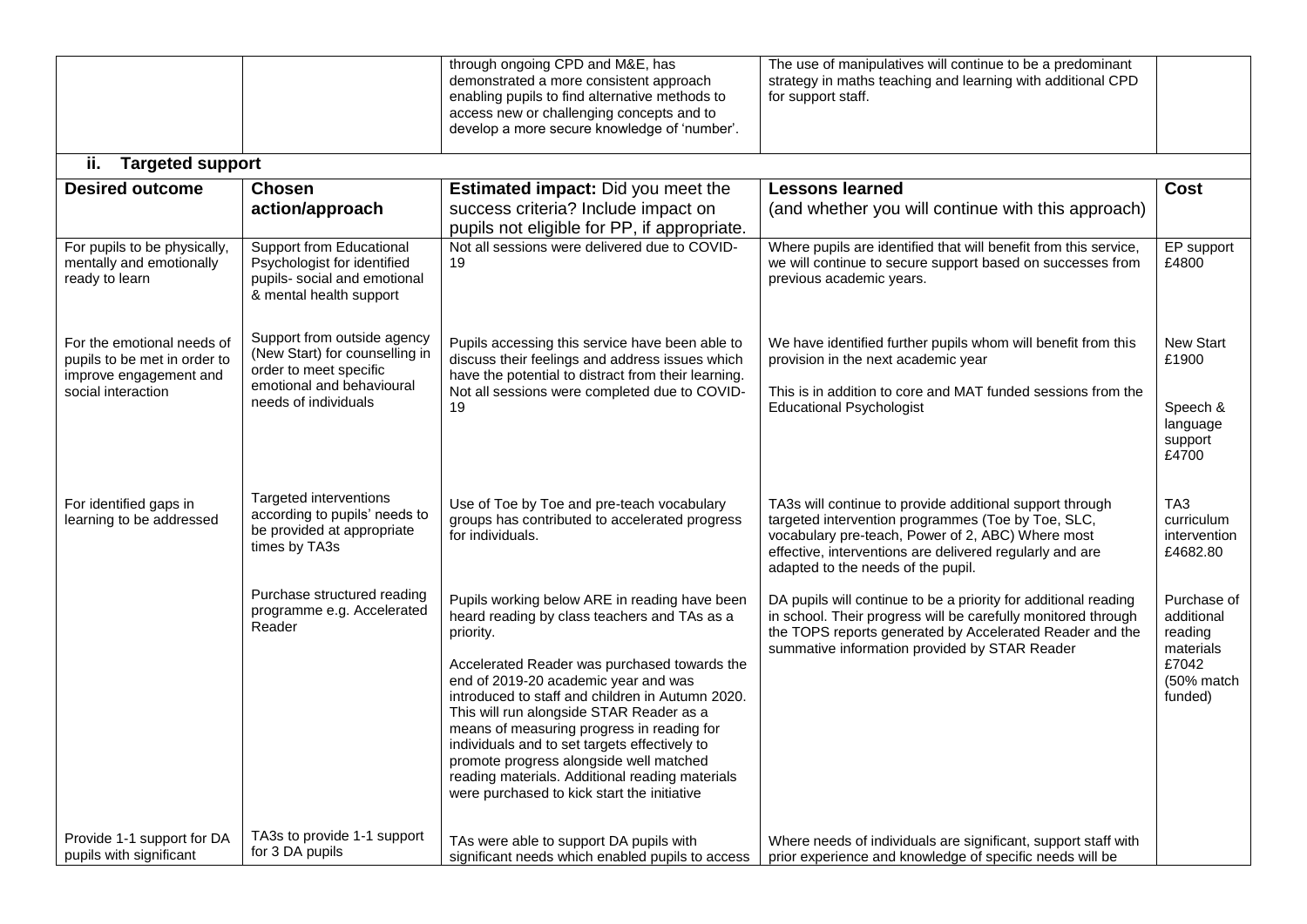| | | through ongoing CPD and M&E, has demonstrated a more consistent approach enabling pupils to find alternative methods to access new or challenging concepts and to develop a more secure knowledge of 'number'. | The use of manipulatives will continue to be a predominant strategy in maths teaching and learning with additional CPD for support staff. | |
|---|---|---|---|---|

### ii. Targeted support

| Desired outcome | Chosen action/approach | Estimated impact: Did you meet the success criteria? Include impact on pupils not eligible for PP, if appropriate. | Lessons learned (and whether you will continue with this approach) | Cost |
|---|---|---|---|---|
| For pupils to be physically, mentally and emotionally ready to learn | Support from Educational Psychologist for identified pupils- social and emotional & mental health support | Not all sessions were delivered due to COVID-19 | Where pupils are identified that will benefit from this service, we will continue to secure support based on successes from previous academic years. | EP support £4800 |
| For the emotional needs of pupils to be met in order to improve engagement and social interaction | Support from outside agency (New Start) for counselling in order to meet specific emotional and behavioural needs of individuals | Pupils accessing this service have been able to discuss their feelings and address issues which have the potential to distract from their learning. Not all sessions were completed due to COVID-19 | We have identified further pupils whom will benefit from this provision in the next academic year<br><br>This is in addition to core and MAT funded sessions from the Educational Psychologist | New Start £1900<br><br>Speech & language support £4700 |
| For identified gaps in learning to be addressed | Targeted interventions according to pupils' needs to be provided at appropriate times by TA3s | Use of Toe by Toe and pre-teach vocabulary groups has contributed to accelerated progress for individuals. | TA3s will continue to provide additional support through targeted intervention programmes (Toe by Toe, SLC, vocabulary pre-teach, Power of 2, ABC) Where most effective, interventions are delivered regularly and are adapted to the needs of the pupil. | TA3 curriculum intervention £4682.80 |
| | Purchase structured reading programme e.g. Accelerated Reader | Pupils working below ARE in reading have been heard reading by class teachers and TAs as a priority.<br><br>Accelerated Reader was purchased towards the end of 2019-20 academic year and was introduced to staff and children in Autumn 2020. This will run alongside STAR Reader as a means of measuring progress in reading for individuals and to set targets effectively to promote progress alongside well matched reading materials. Additional reading materials were purchased to kick start the initiative | DA pupils will continue to be a priority for additional reading in school. Their progress will be carefully monitored through the TOPS reports generated by Accelerated Reader and the summative information provided by STAR Reader | Purchase of additional reading materials £7042 (50% match funded) |
| Provide 1-1 support for DA pupils with significant | TA3s to provide 1-1 support for 3 DA pupils | TAs were able to support DA pupils with significant needs which enabled pupils to access | Where needs of individuals are significant, support staff with prior experience and knowledge of specific needs will be | |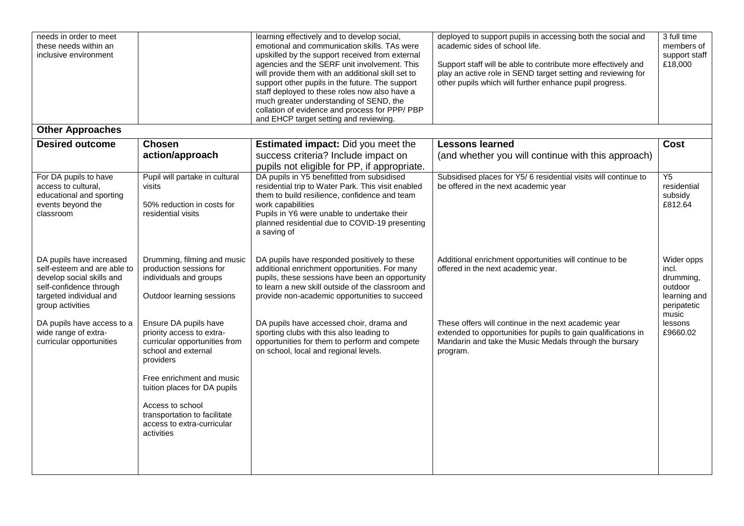| | | | | |
|---|---|---|---|---|
| needs in order to meet these needs within an inclusive environment | | learning effectively and to develop social, emotional and communication skills. TAs were upskilled by the support received from external agencies and the SERF unit involvement. This will provide them with an additional skill set to support other pupils in the future. The support staff deployed to these roles now also have a much greater understanding of SEND, the collation of evidence and process for PPP/ PBP and EHCP target setting and reviewing. | deployed to support pupils in accessing both the social and academic sides of school life.<br><br>Support staff will be able to contribute more effectively and play an active role in SEND target setting and reviewing for other pupils which will further enhance pupil progress. | 3 full time members of support staff £18,000 |

**Other Approaches**

| Desired outcome | Chosen action/approach | Estimated impact: Did you meet the success criteria? Include impact on pupils not eligible for PP, if appropriate. | Lessons learned (and whether you will continue with this approach) | Cost |
|---|---|---|---|---|
| For DA pupils to have access to cultural, educational and sporting events beyond the classroom | Pupil will partake in cultural visits<br><br>50% reduction in costs for residential visits | DA pupils in Y5 benefitted from subsidised residential trip to Water Park. This visit enabled them to build resilience, confidence and team work capabilities<br>Pupils in Y6 were unable to undertake their planned residential due to COVID-19 presenting a saving of | Subsidised places for Y5/ 6 residential visits will continue to be offered in the next academic year | Y5 residential subsidy £812.64 |
| DA pupils have increased self-esteem and are able to develop social skills and self-confidence through targeted individual and group activities | Drumming, filming and music production sessions for individuals and groups<br><br>Outdoor learning sessions | DA pupils have responded positively to these additional enrichment opportunities. For many pupils, these sessions have been an opportunity to learn a new skill outside of the classroom and provide non-academic opportunities to succeed | Additional enrichment opportunities will continue to be offered in the next academic year. | Wider opps incl. drumming, outdoor learning and peripatetic music lessons £9660.02 |
| DA pupils have access to a wide range of extra-curricular opportunities | Ensure DA pupils have priority access to extra-curricular opportunities from school and external providers<br><br>Free enrichment and music tuition places for DA pupils<br><br>Access to school transportation to facilitate access to extra-curricular activities | DA pupils have accessed choir, drama and sporting clubs with this also leading to opportunities for them to perform and compete on school, local and regional levels. | These offers will continue in the next academic year extended to opportunities for pupils to gain qualifications in Mandarin and take the Music Medals through the bursary program. | |